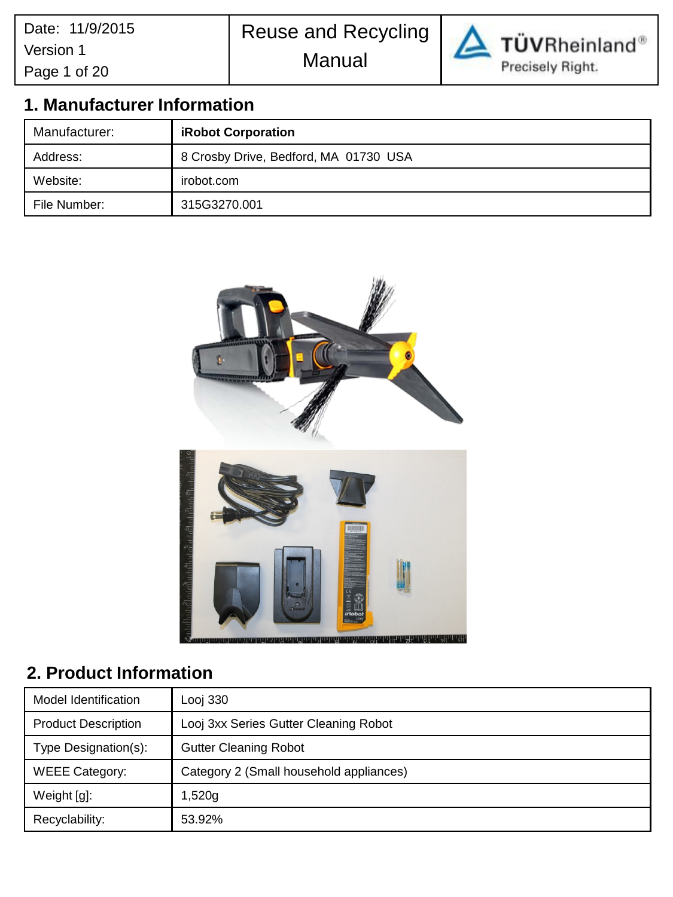# Reuse and Recycling Manual

## 1. Manufacturer Information

| Manufacturer: | **iRobot Corporation** |
|---|---|
| Address: | 8 Crosby Drive, Bedford, MA 01730 USA |
| Website: | irobot.com |
| File Number: | 315G3270.001 |

## 2. Product Information

| Model Identification | Looj 330 |
|---|---|
| Product Description | Looj 3xx Series Gutter Cleaning Robot |
| Type Designation(s): | Gutter Cleaning Robot |
| WEEE Category: | Category 2 (Small household appliances) |
| Weight [g]: | 1,520g |
| Recyclability: | 53.92% |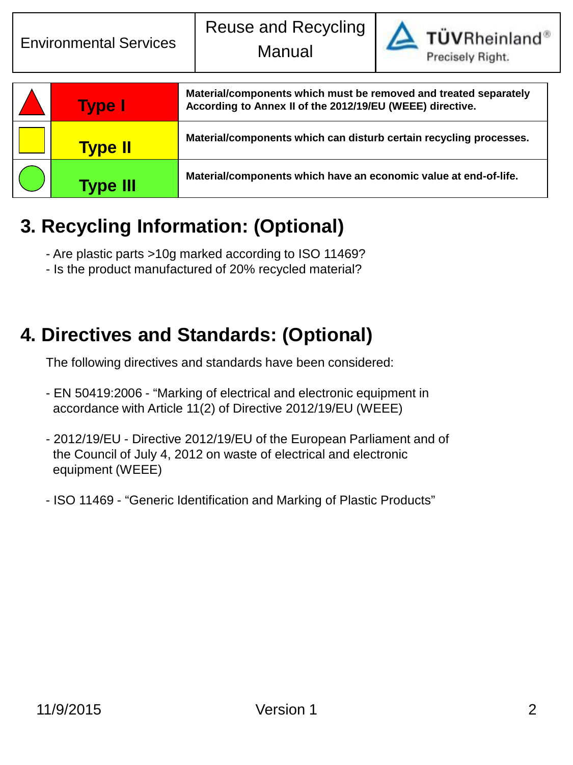| | | |
|---|---|---|
| ▲ | **Type I** | **Material/components which must be removed and treated separately According to Annex II of the 2012/19/EU (WEEE) directive.** |
| ■ | **Type II** | **Material/components which can disturb certain recycling processes.** |
| ● | **Type III** | **Material/components which have an economic value at end-of-life.** |

## 3. Recycling Information: (Optional)

- Are plastic parts >10g marked according to ISO 11469?
- Is the product manufactured of 20% recycled material?

## 4. Directives and Standards: (Optional)

The following directives and standards have been considered:

- EN 50419:2006 - “Marking of electrical and electronic equipment in accordance with Article 11(2) of Directive 2012/19/EU (WEEE)
- 2012/19/EU - Directive 2012/19/EU of the European Parliament and of the Council of July 4, 2012 on waste of electrical and electronic equipment (WEEE)
- ISO 11469 - “Generic Identification and Marking of Plastic Products”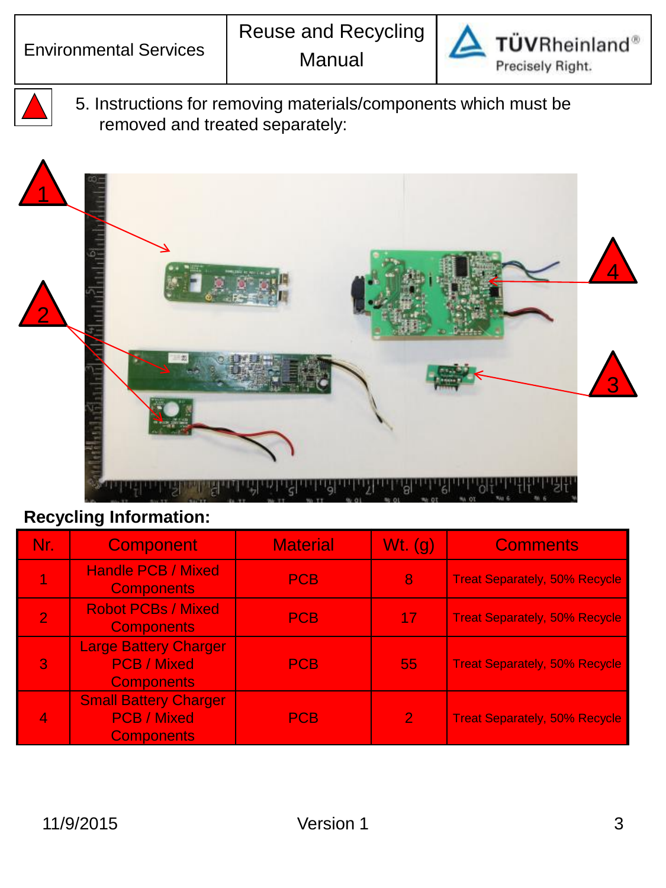| Environmental Services | Reuse and Recycling Manual | TÜVRheinland® Precisely Right. |
|---|---|---|

5. Instructions for removing materials/components which must be removed and treated separately:

**Recycling Information:**

| Nr. | Component | Material | Wt. (g) | Comments |
|---|---|---|---|---|
| 1 | Handle PCB / Mixed Components | PCB | 8 | Treat Separately, 50% Recycle |
| 2 | Robot PCBs / Mixed Components | PCB | 17 | Treat Separately, 50% Recycle |
| 3 | Large Battery Charger PCB / Mixed Components | PCB | 55 | Treat Separately, 50% Recycle |
| 4 | Small Battery Charger PCB / Mixed Components | PCB | 2 | Treat Separately, 50% Recycle |

11/9/2015 Version 1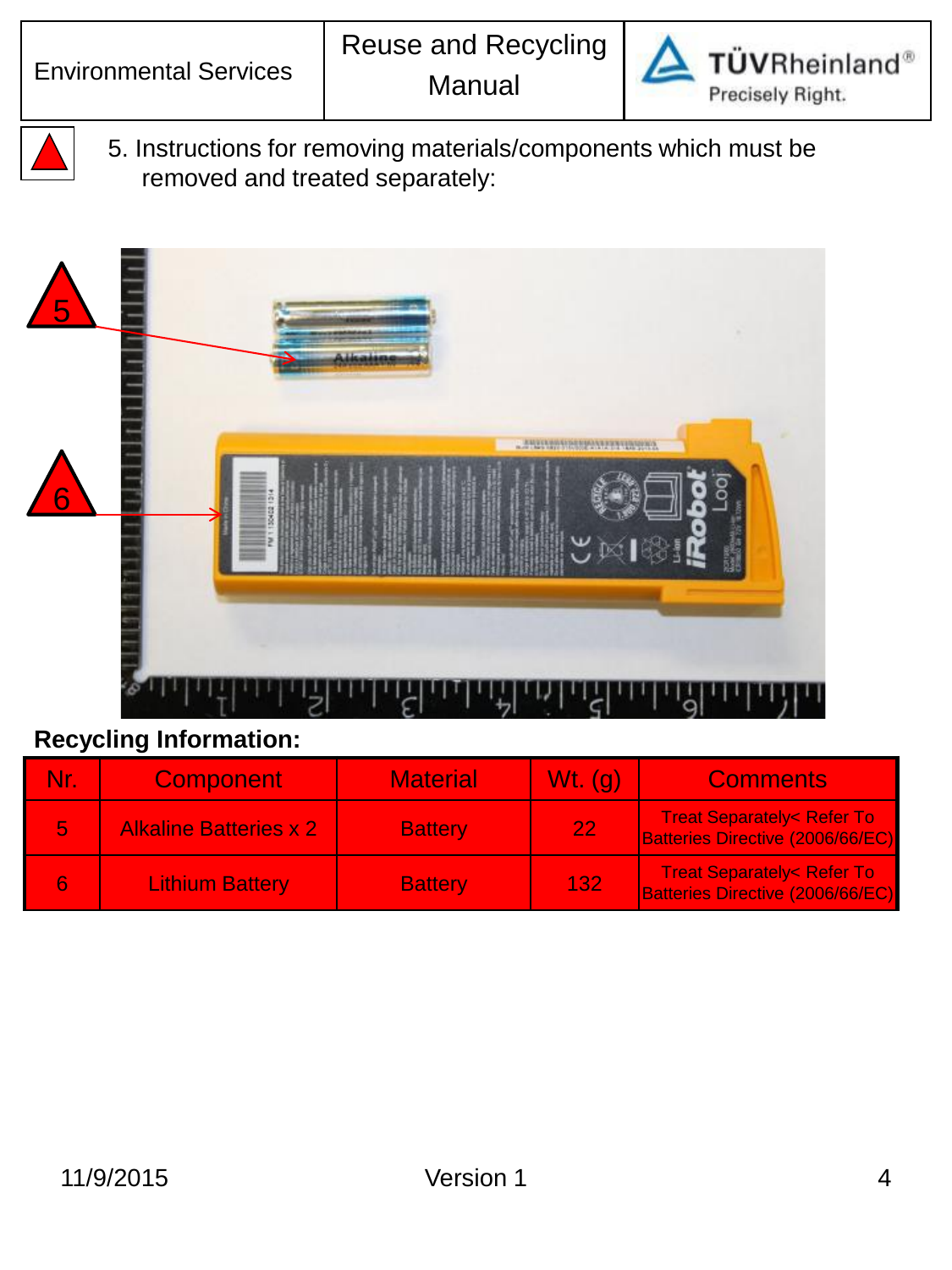5. Instructions for removing materials/components which must be removed and treated separately:

**Recycling Information:**

| Nr. | Component | Material | Wt. (g) | Comments |
|---|---|---|---|---|
| 5 | Alkaline Batteries x 2 | Battery | 22 | Treat Separately< Refer To Batteries Directive (2006/66/EC) |
| 6 | Lithium Battery | Battery | 132 | Treat Separately< Refer To Batteries Directive (2006/66/EC) |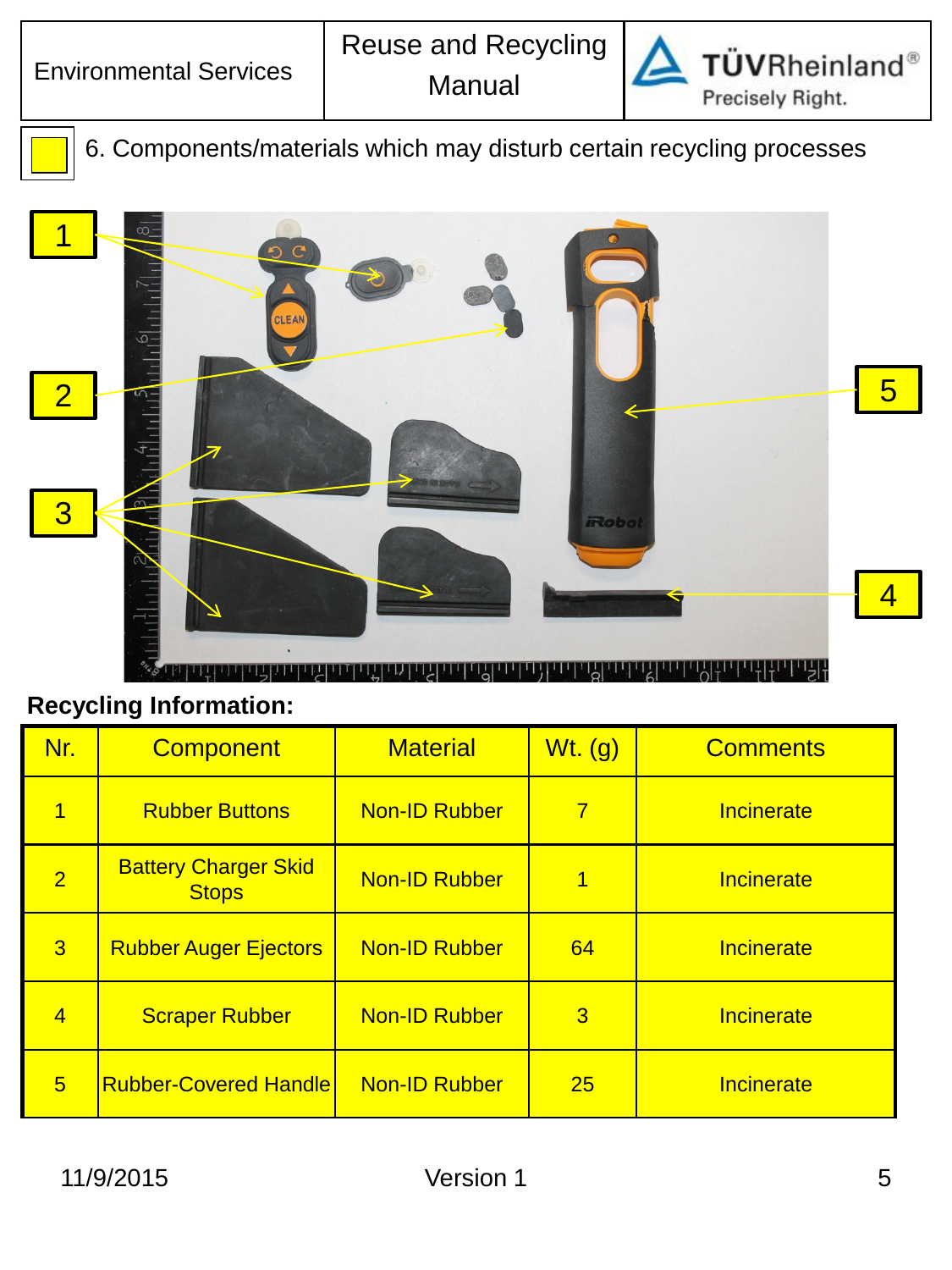6. Components/materials which may disturb certain recycling processes

**Recycling Information:**

| Nr. | Component | Material | Wt. (g) | Comments |
|---|---|---|---|---|
| 1 | Rubber Buttons | Non-ID Rubber | 7 | Incinerate |
| 2 | Battery Charger Skid Stops | Non-ID Rubber | 1 | Incinerate |
| 3 | Rubber Auger Ejectors | Non-ID Rubber | 64 | Incinerate |
| 4 | Scraper Rubber | Non-ID Rubber | 3 | Incinerate |
| 5 | Rubber-Covered Handle | Non-ID Rubber | 25 | Incinerate |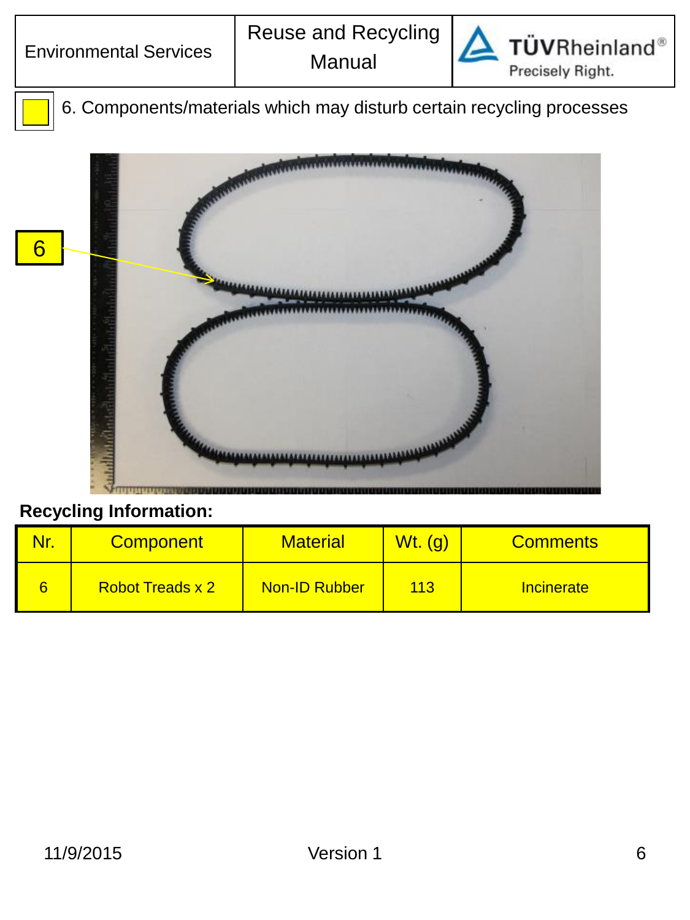6. Components/materials which may disturb certain recycling processes

6

**Recycling Information:**

| Nr. | Component | Material | Wt. (g) | Comments |
|---|---|---|---|---|
| 6 | Robot Treads x 2 | Non-ID Rubber | 113 | Incinerate |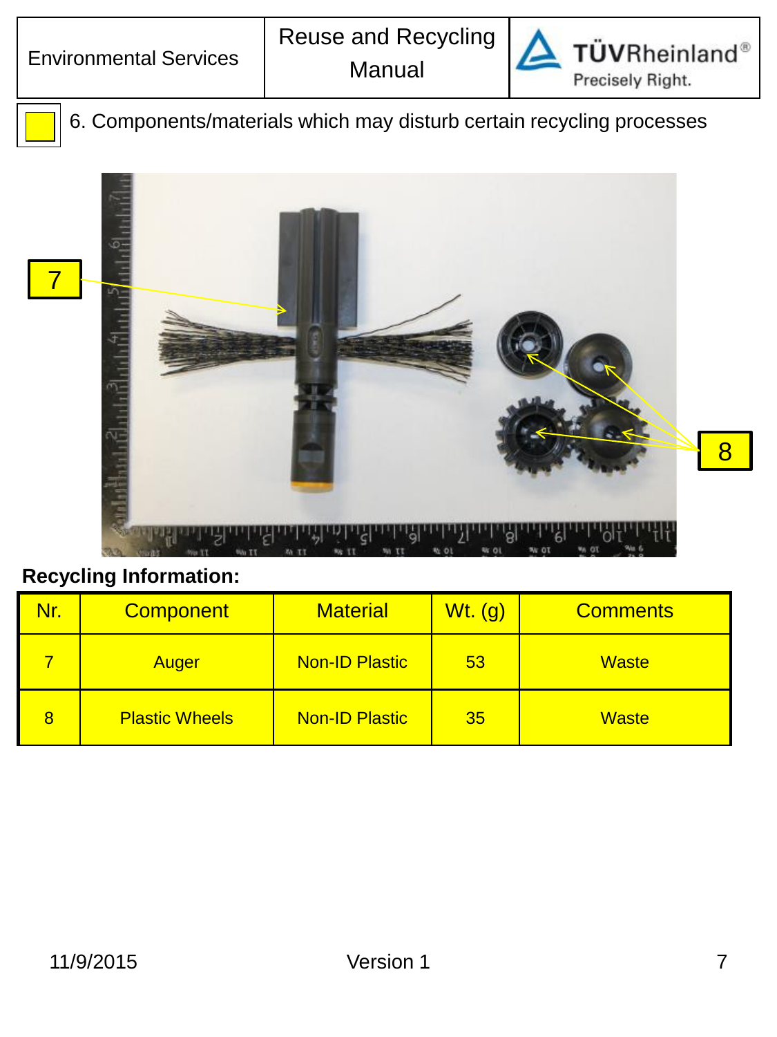6. Components/materials which may disturb certain recycling processes

**Recycling Information:**

| Nr. | Component | Material | Wt. (g) | Comments |
| --- | --- | --- | --- | --- |
| 7 | Auger | Non-ID Plastic | 53 | Waste |
| 8 | Plastic Wheels | Non-ID Plastic | 35 | Waste |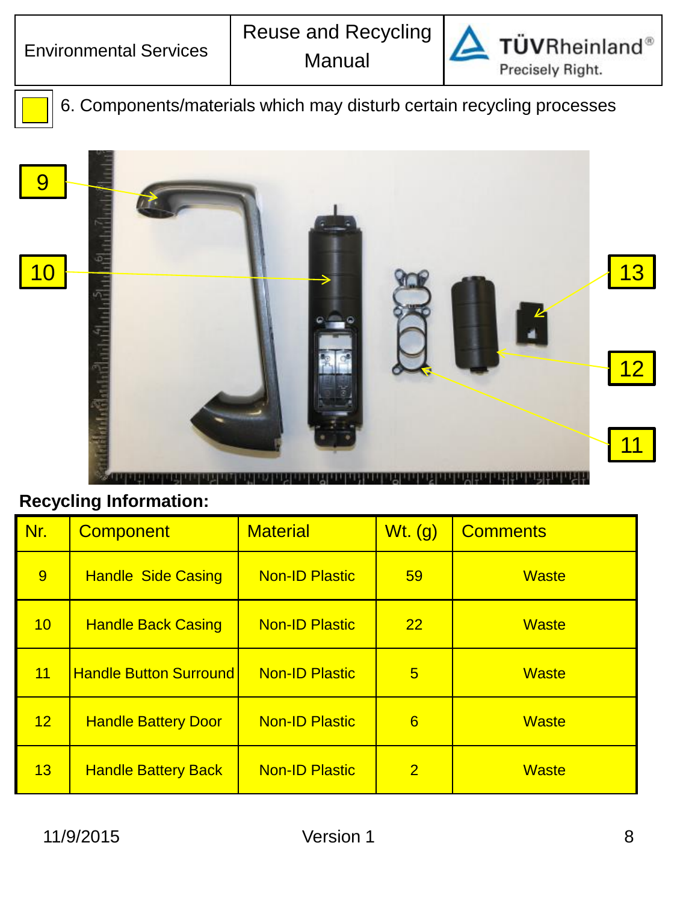6. Components/materials which may disturb certain recycling processes

**Recycling Information:**

| Nr. | Component | Material | Wt. (g) | Comments |
|---|---|---|---|---|
| 9 | Handle Side Casing | Non-ID Plastic | 59 | Waste |
| 10 | Handle Back Casing | Non-ID Plastic | 22 | Waste |
| 11 | Handle Button Surround | Non-ID Plastic | 5 | Waste |
| 12 | Handle Battery Door | Non-ID Plastic | 6 | Waste |
| 13 | Handle Battery Back | Non-ID Plastic | 2 | Waste |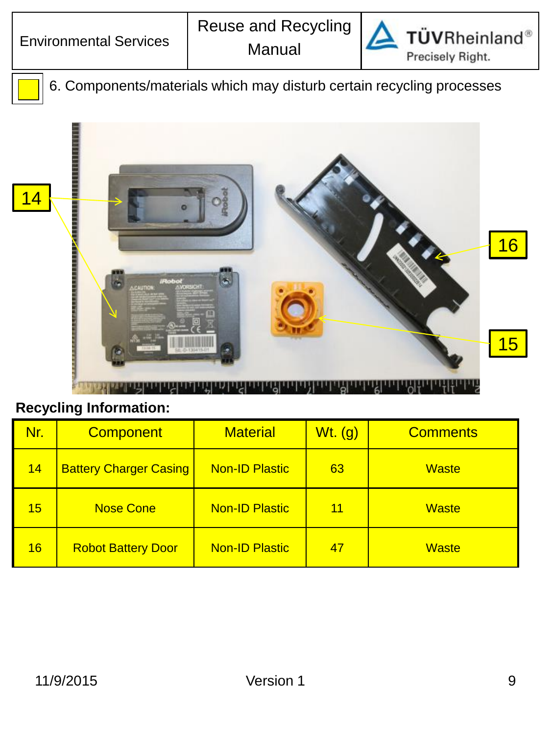## 6. Components/materials which may disturb certain recycling processes

**Recycling Information:**

| Nr. | Component | Material | Wt. (g) | Comments |
|---|---|---|---|---|
| 14 | Battery Charger Casing | Non-ID Plastic | 63 | Waste |
| 15 | Nose Cone | Non-ID Plastic | 11 | Waste |
| 16 | Robot Battery Door | Non-ID Plastic | 47 | Waste |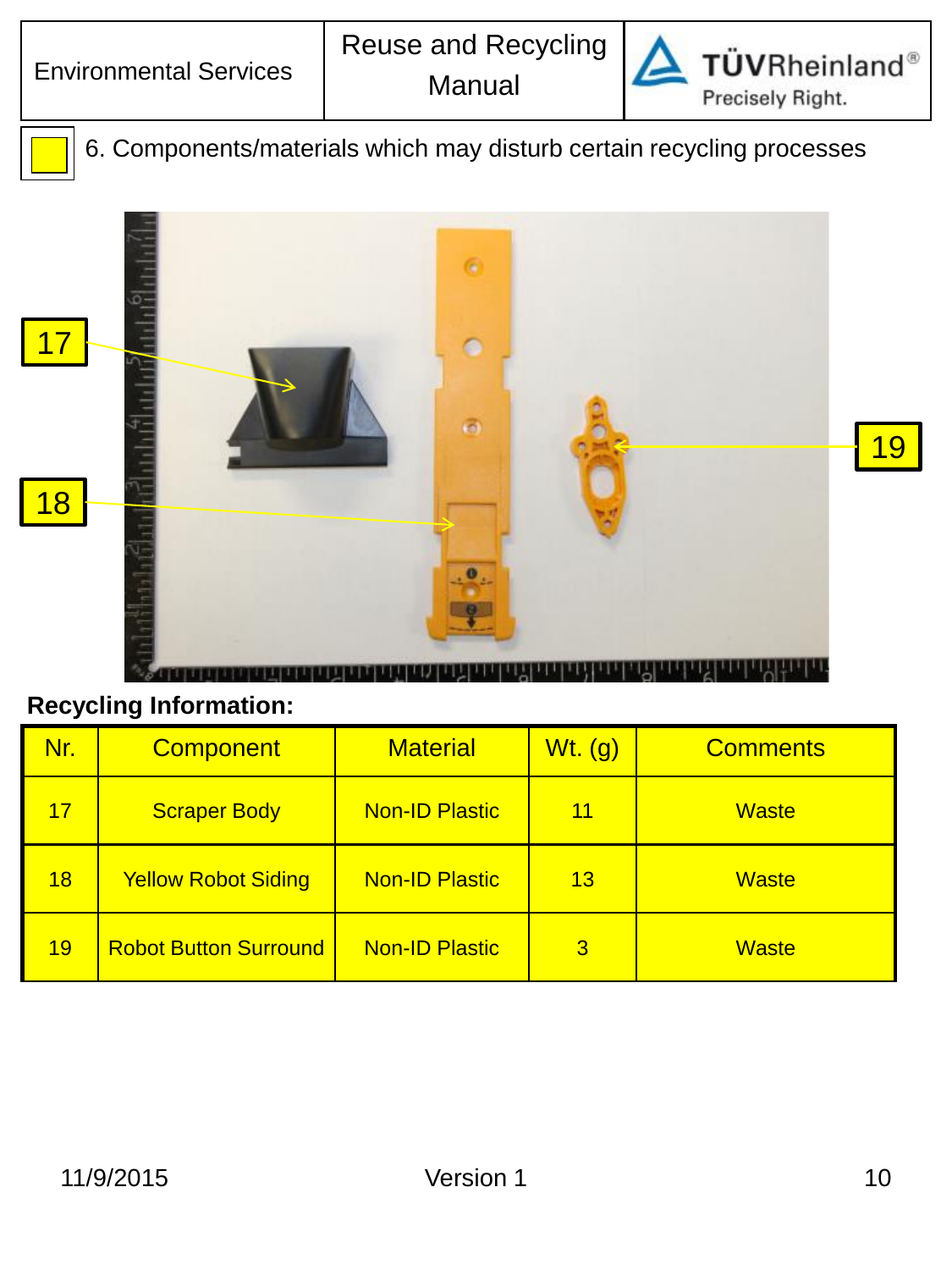6. Components/materials which may disturb certain recycling processes

**Recycling Information:**

| Nr. | Component | Material | Wt. (g) | Comments |
|---|---|---|---|---|
| 17 | Scraper Body | Non-ID Plastic | 11 | Waste |
| 18 | Yellow Robot Siding | Non-ID Plastic | 13 | Waste |
| 19 | Robot Button Surround | Non-ID Plastic | 3 | Waste |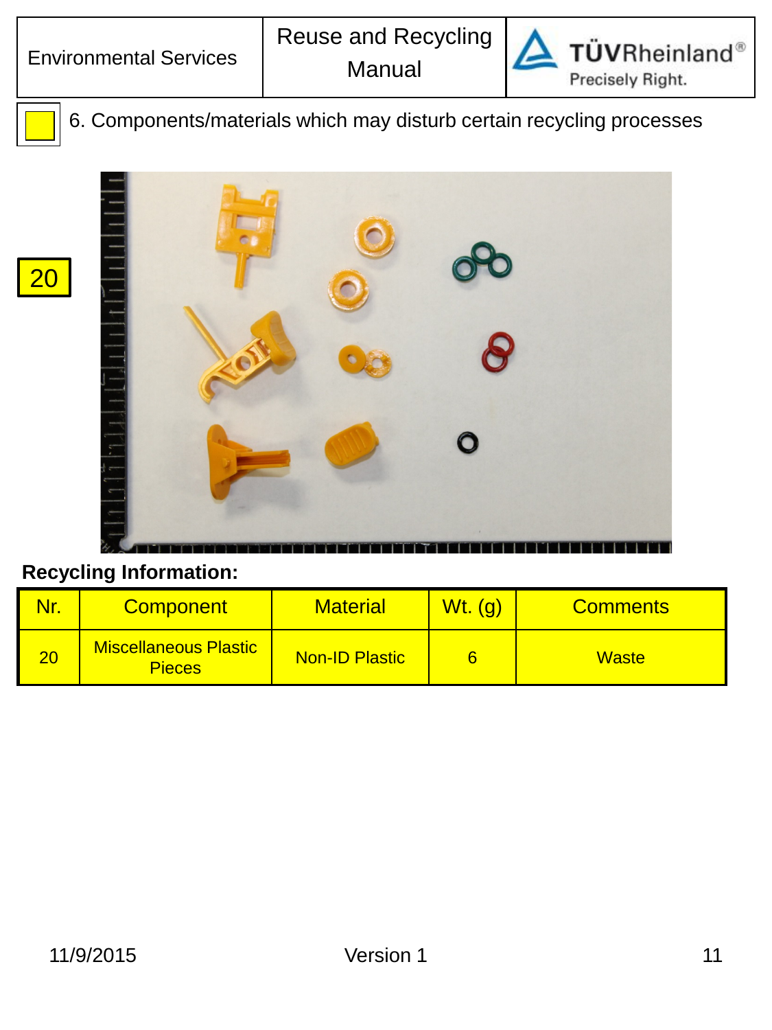6. Components/materials which may disturb certain recycling processes

20

**Recycling Information:**

| Nr. | Component | Material | Wt. (g) | Comments |
|---|---|---|---|---|
| 20 | Miscellaneous Plastic Pieces | Non-ID Plastic | 6 | Waste |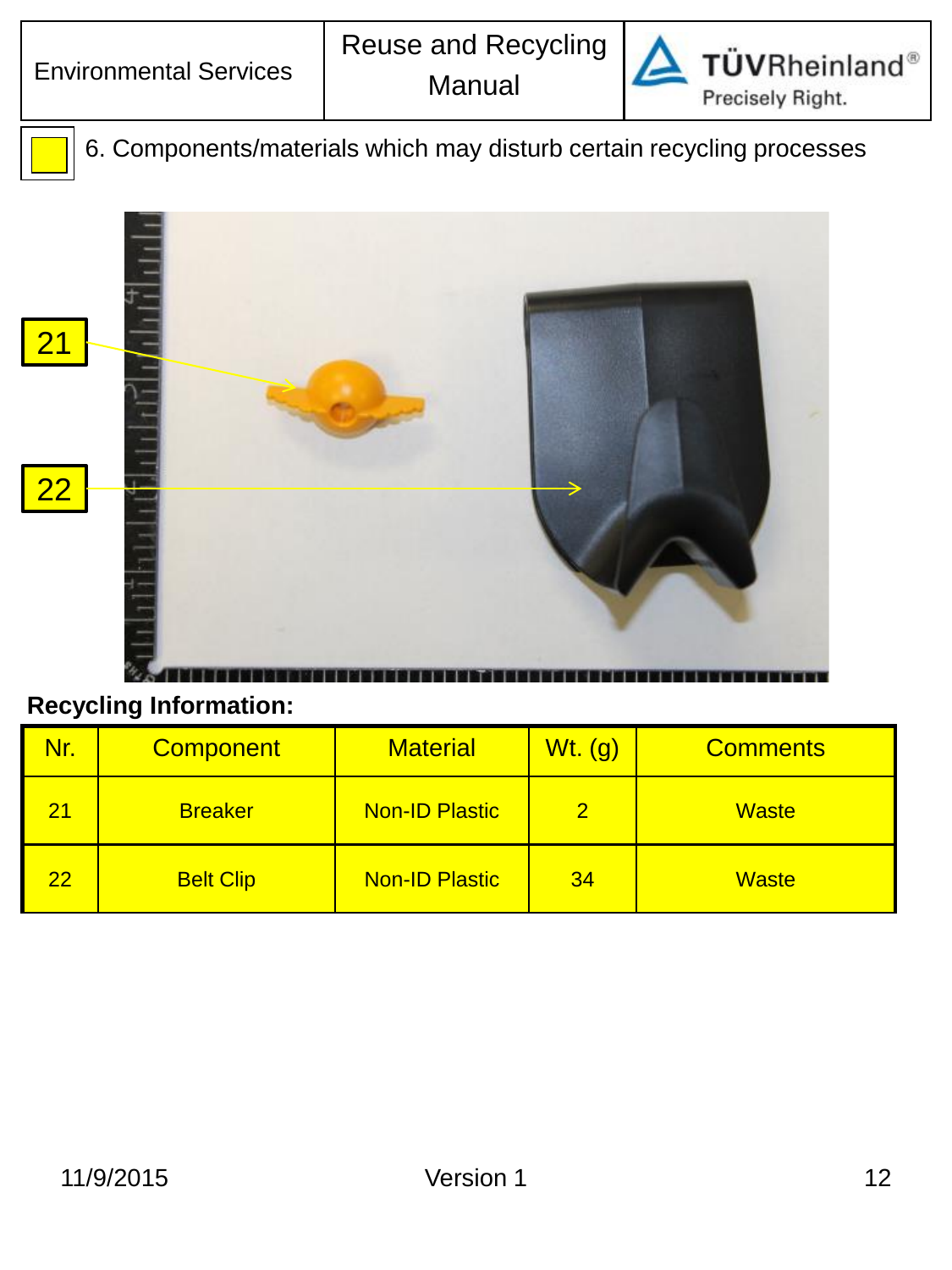6. Components/materials which may disturb certain recycling processes

21

22

**Recycling Information:**

| Nr. | Component | Material | Wt. (g) | Comments |
|---|---|---|---|---|
| 21 | Breaker | Non-ID Plastic | 2 | Waste |
| 22 | Belt Clip | Non-ID Plastic | 34 | Waste |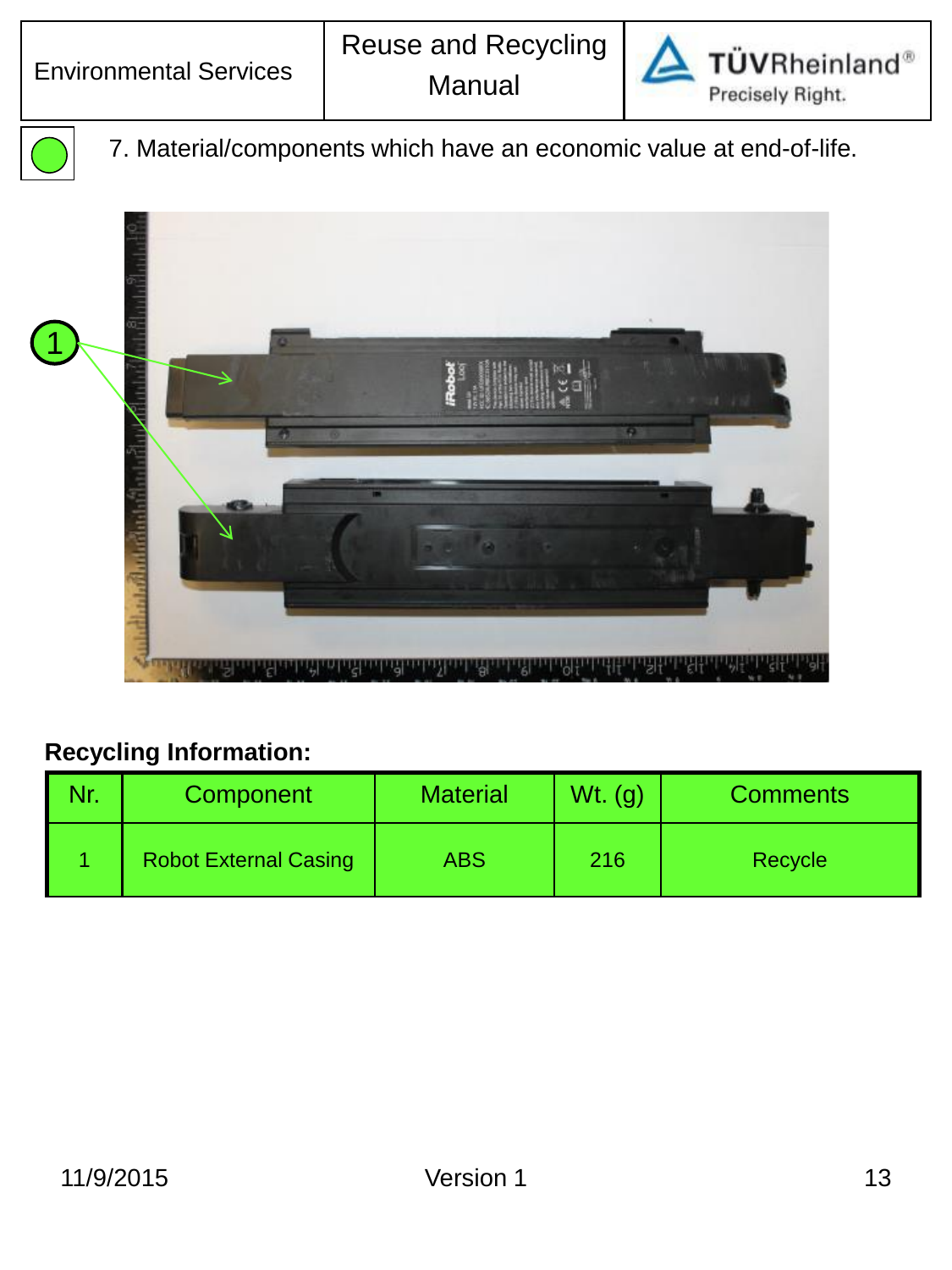7. Material/components which have an economic value at end-of-life.

1

**Recycling Information:**

| Nr. | Component | Material | Wt. (g) | Comments |
|---|---|---|---|---|
| 1 | Robot External Casing | ABS | 216 | Recycle |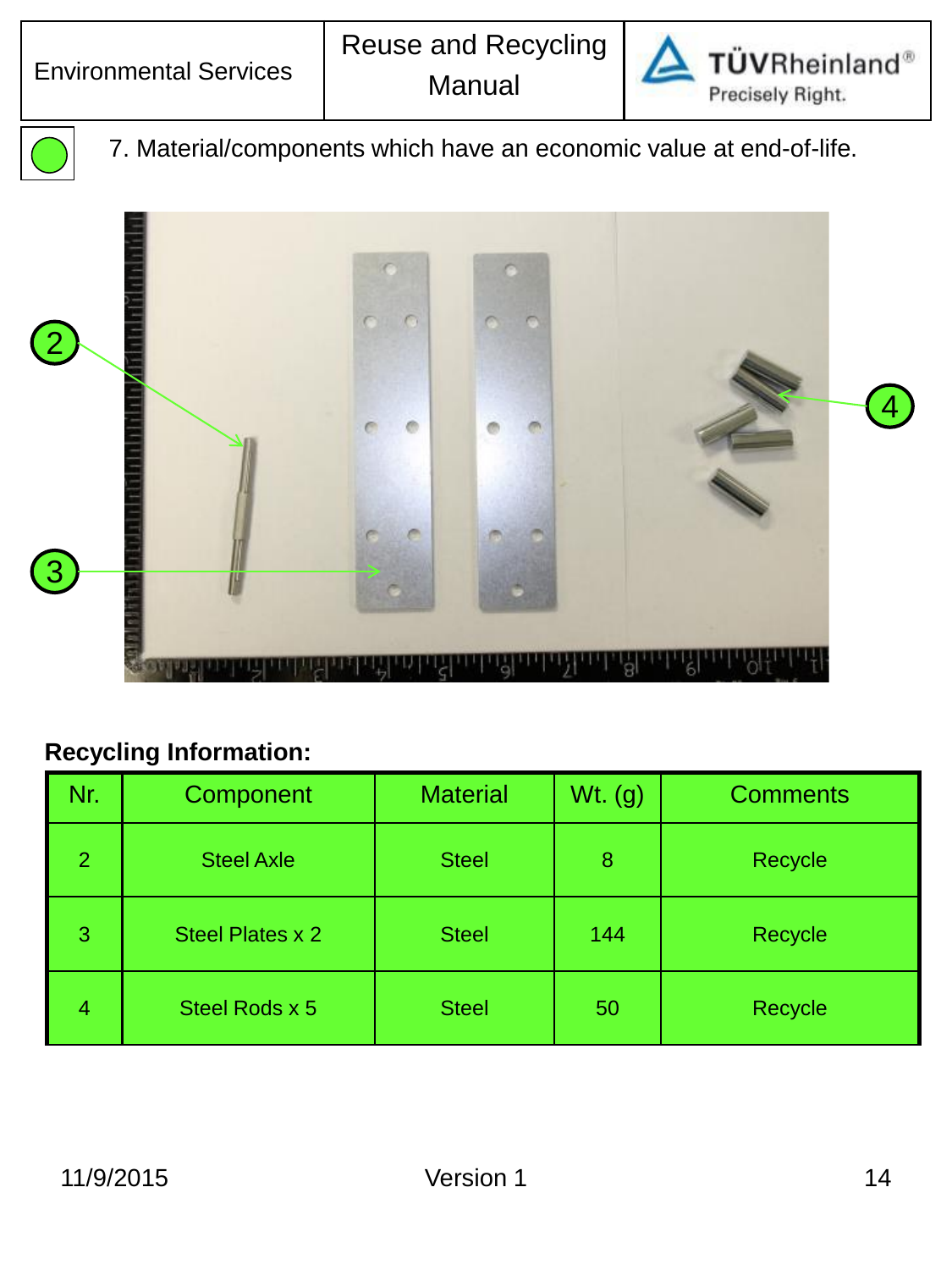7. Material/components which have an economic value at end-of-life.

**Recycling Information:**

| Nr. | Component | Material | Wt. (g) | Comments |
|---|---|---|---|---|
| 2 | Steel Axle | Steel | 8 | Recycle |
| 3 | Steel Plates x 2 | Steel | 144 | Recycle |
| 4 | Steel Rods x 5 | Steel | 50 | Recycle |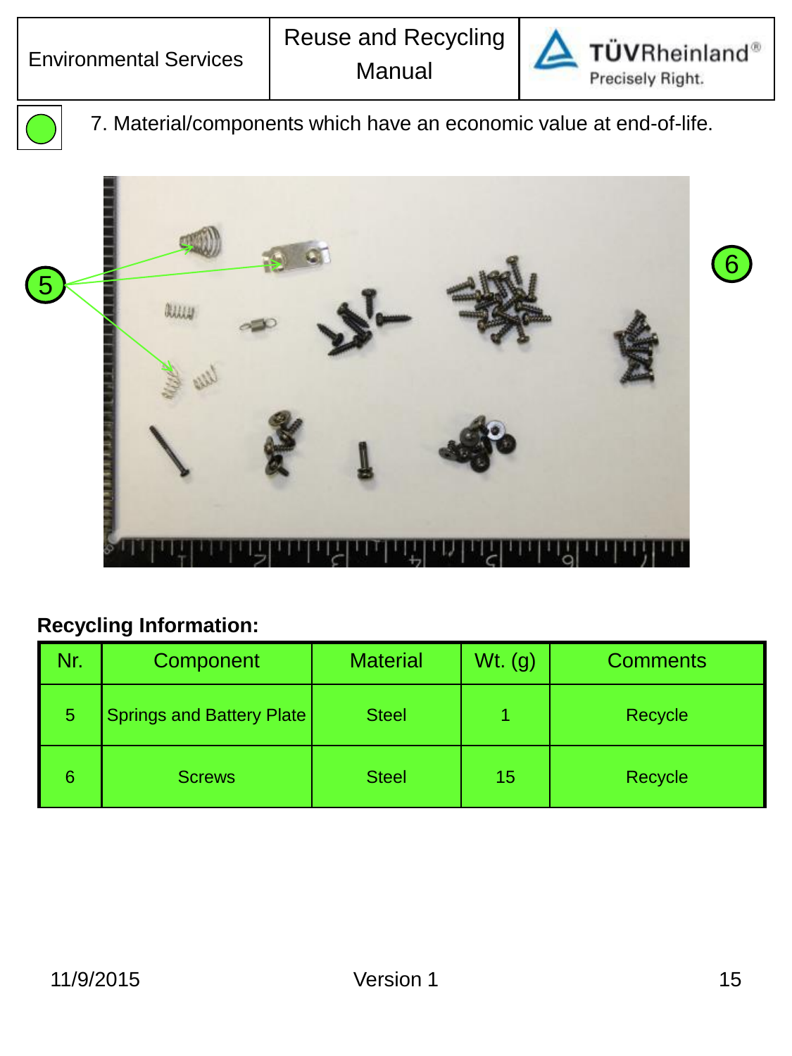7. Material/components which have an economic value at end-of-life.

**Recycling Information:**

| Nr. | Component | Material | Wt. (g) | Comments |
|---|---|---|---|---|
| 5 | Springs and Battery Plate | Steel | 1 | Recycle |
| 6 | Screws | Steel | 15 | Recycle |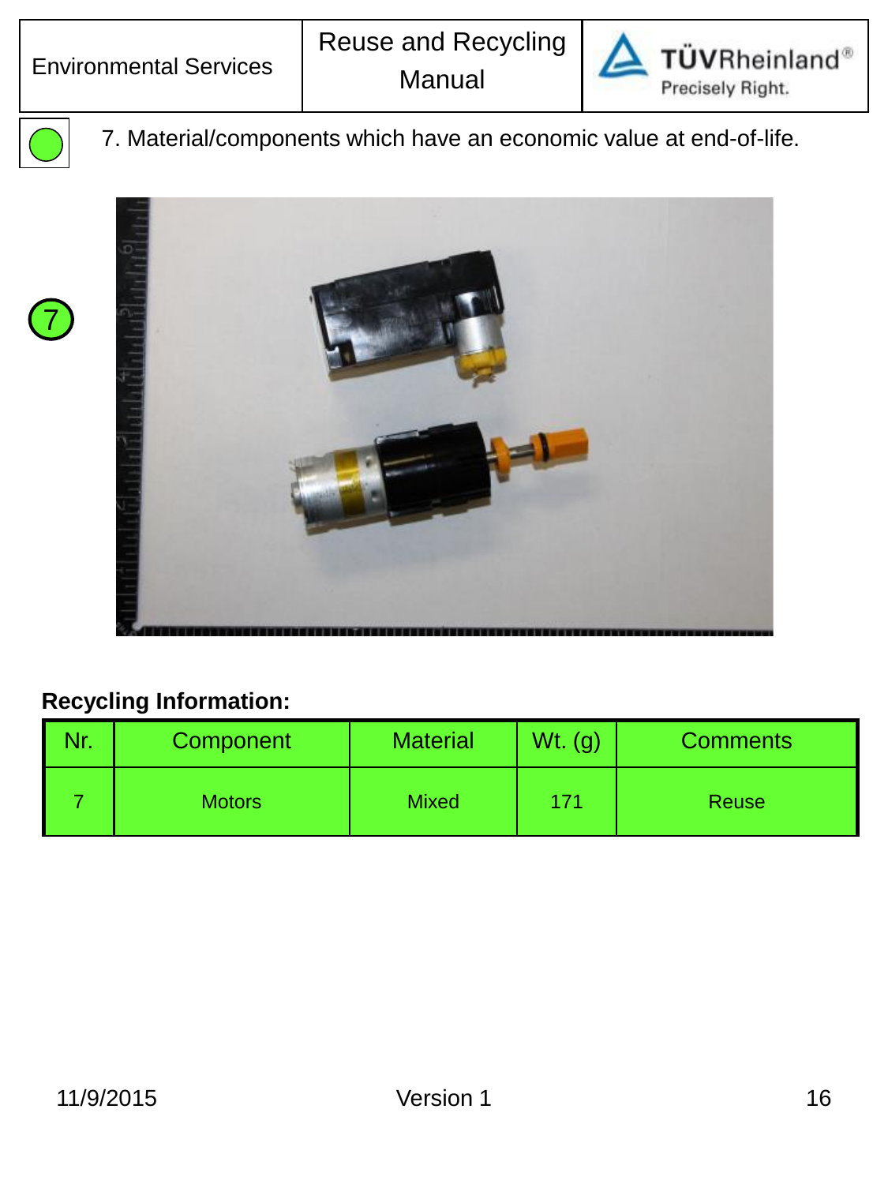7. Material/components which have an economic value at end-of-life.

7

**Recycling Information:**

| Nr. | Component | Material | Wt. (g) | Comments |
|---|---|---|---|---|
| 7 | Motors | Mixed | 171 | Reuse |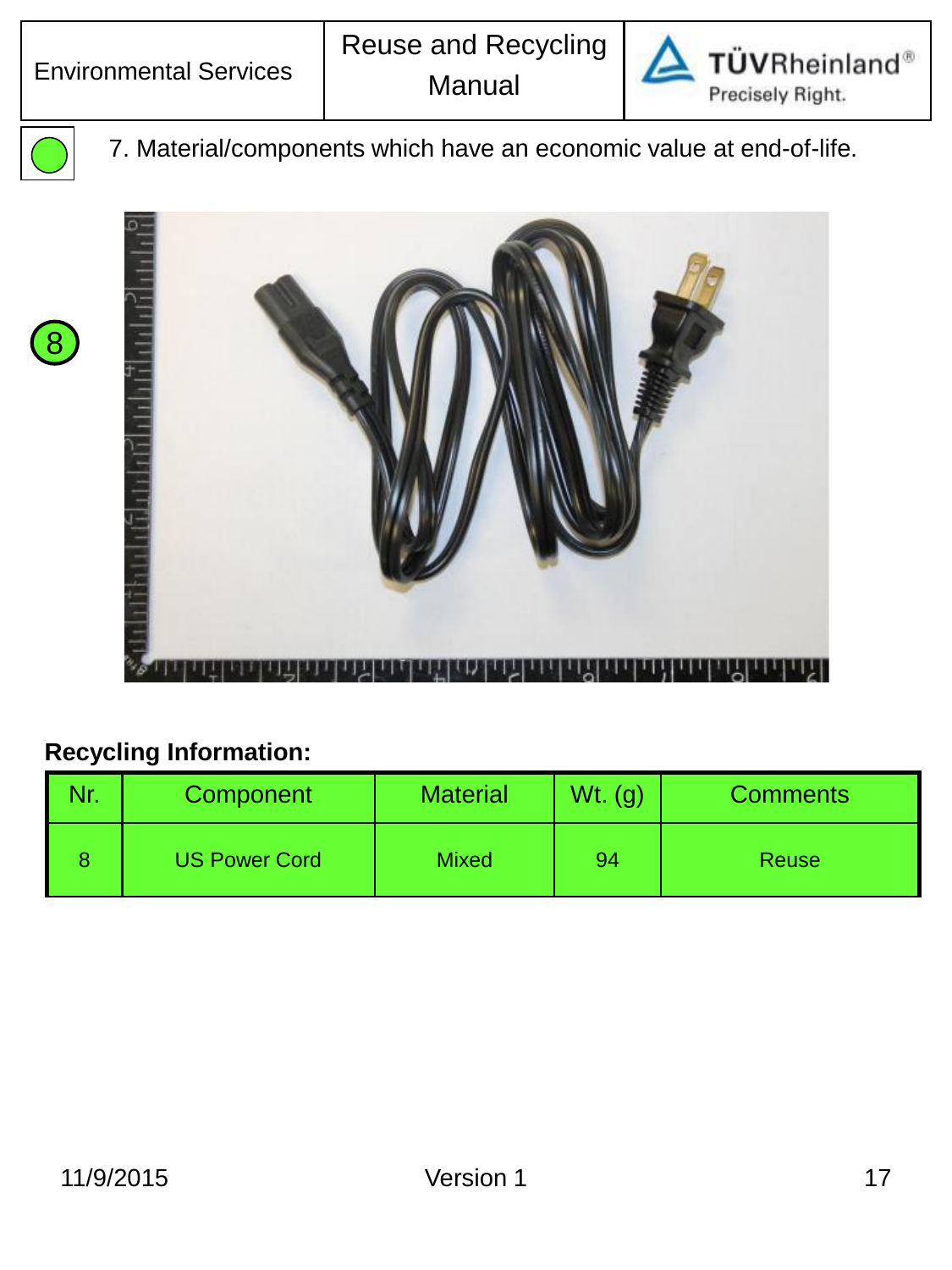7. Material/components which have an economic value at end-of-life.

8

**Recycling Information:**

| Nr. | Component | Material | Wt. (g) | Comments |
|---|---|---|---|---|
| 8 | US Power Cord | Mixed | 94 | Reuse |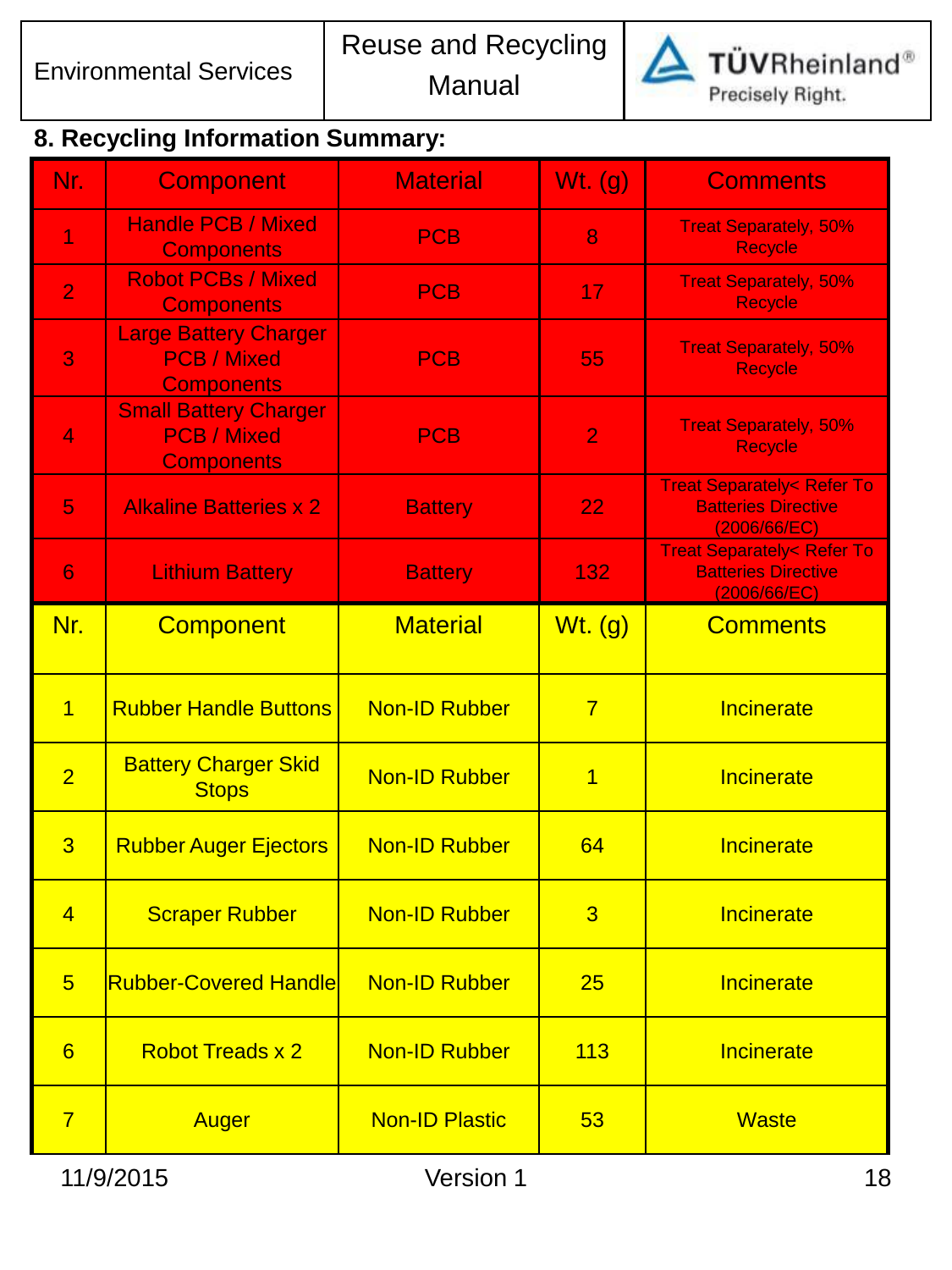## 8. Recycling Information Summary:

| Nr. | Component | Material | Wt. (g) | Comments |
|---|---|---|---|---|
| 1 | Handle PCB / Mixed Components | PCB | 8 | Treat Separately, 50% Recycle |
| 2 | Robot PCBs / Mixed Components | PCB | 17 | Treat Separately, 50% Recycle |
| 3 | Large Battery Charger PCB / Mixed Components | PCB | 55 | Treat Separately, 50% Recycle |
| 4 | Small Battery Charger PCB / Mixed Components | PCB | 2 | Treat Separately, 50% Recycle |
| 5 | Alkaline Batteries x 2 | Battery | 22 | Treat Separately< Refer To Batteries Directive (2006/66/EC) |
| 6 | Lithium Battery | Battery | 132 | Treat Separately< Refer To Batteries Directive (2006/66/EC) |

| Nr. | Component | Material | Wt. (g) | Comments |
|---|---|---|---|---|
| 1 | Rubber Handle Buttons | Non-ID Rubber | 7 | Incinerate |
| 2 | Battery Charger Skid Stops | Non-ID Rubber | 1 | Incinerate |
| 3 | Rubber Auger Ejectors | Non-ID Rubber | 64 | Incinerate |
| 4 | Scraper Rubber | Non-ID Rubber | 3 | Incinerate |
| 5 | Rubber-Covered Handle | Non-ID Rubber | 25 | Incinerate |
| 6 | Robot Treads x 2 | Non-ID Rubber | 113 | Incinerate |
| 7 | Auger | Non-ID Plastic | 53 | Waste |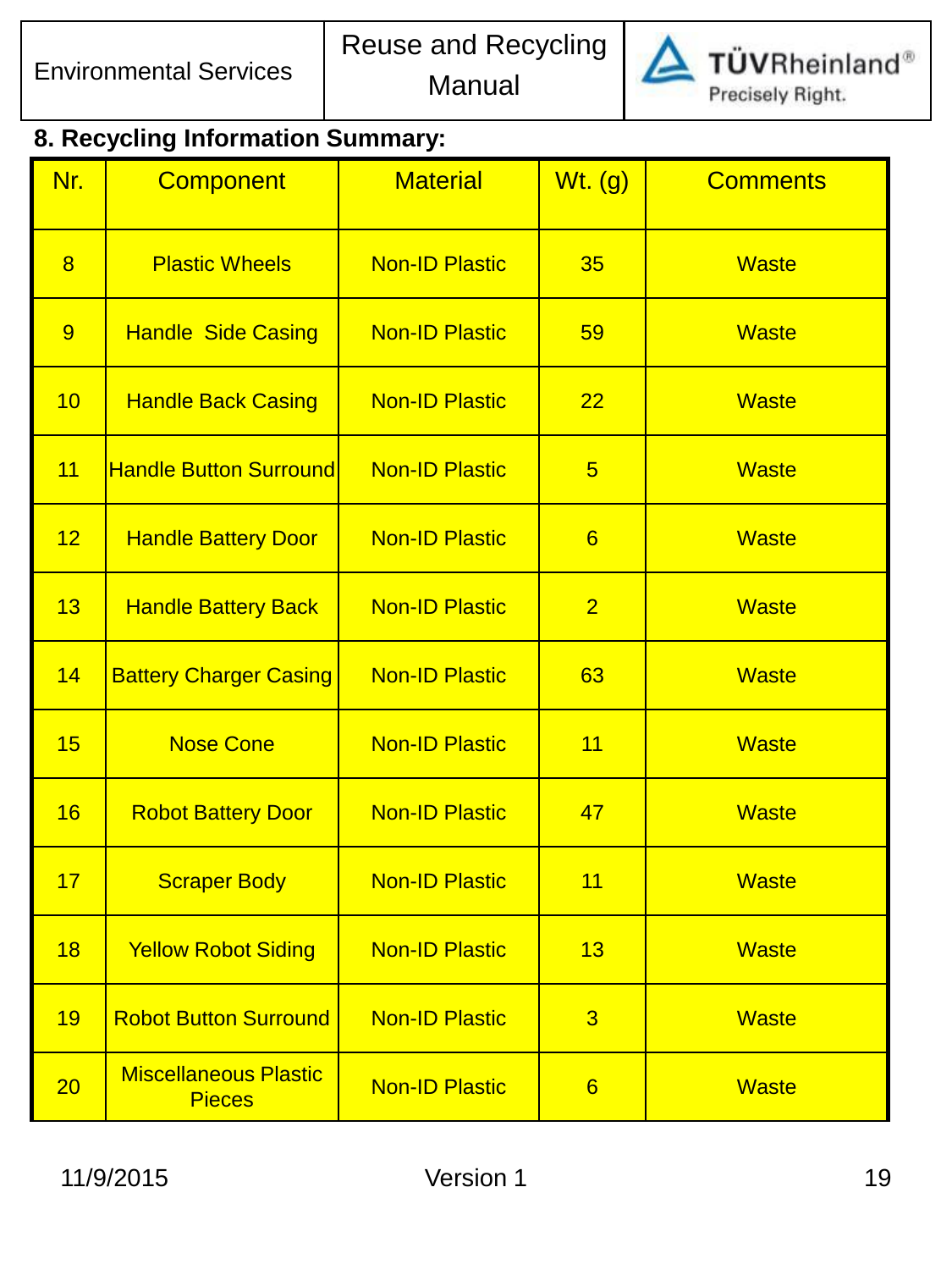## 8. Recycling Information Summary:

| Nr. | Component | Material | Wt. (g) | Comments |
|---|---|---|---|---|
| 8 | Plastic Wheels | Non-ID Plastic | 35 | Waste |
| 9 | Handle Side Casing | Non-ID Plastic | 59 | Waste |
| 10 | Handle Back Casing | Non-ID Plastic | 22 | Waste |
| 11 | Handle Button Surround | Non-ID Plastic | 5 | Waste |
| 12 | Handle Battery Door | Non-ID Plastic | 6 | Waste |
| 13 | Handle Battery Back | Non-ID Plastic | 2 | Waste |
| 14 | Battery Charger Casing | Non-ID Plastic | 63 | Waste |
| 15 | Nose Cone | Non-ID Plastic | 11 | Waste |
| 16 | Robot Battery Door | Non-ID Plastic | 47 | Waste |
| 17 | Scraper Body | Non-ID Plastic | 11 | Waste |
| 18 | Yellow Robot Siding | Non-ID Plastic | 13 | Waste |
| 19 | Robot Button Surround | Non-ID Plastic | 3 | Waste |
| 20 | Miscellaneous Plastic Pieces | Non-ID Plastic | 6 | Waste |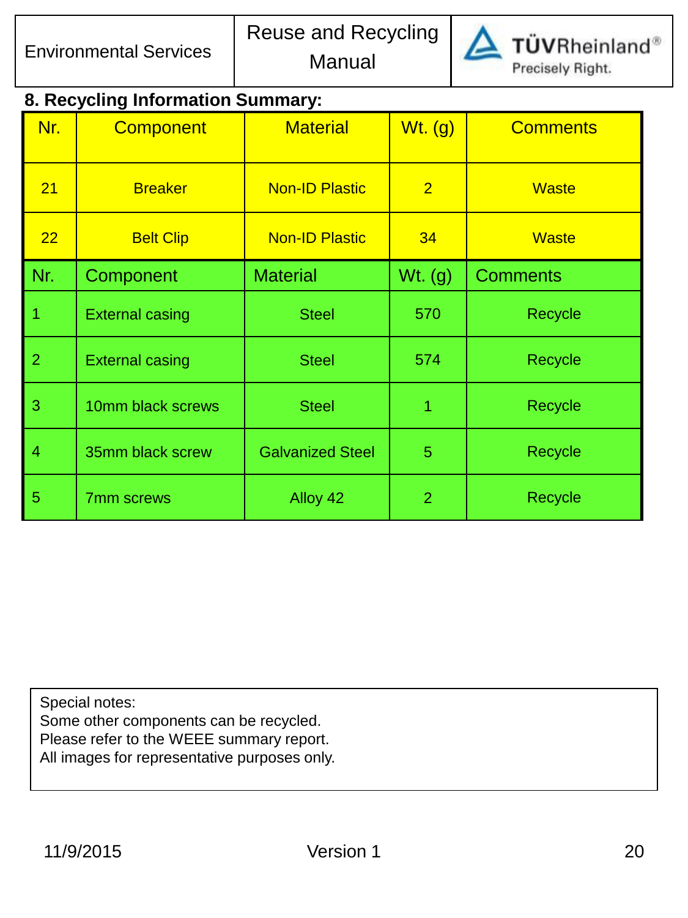## 8. Recycling Information Summary:

| Nr. | Component | Material | Wt. (g) | Comments |
|---|---|---|---|---|
| 21 | Breaker | Non-ID Plastic | 2 | Waste |
| 22 | Belt Clip | Non-ID Plastic | 34 | Waste |

| Nr. | Component | Material | Wt. (g) | Comments |
|---|---|---|---|---|
| 1 | External casing | Steel | 570 | Recycle |
| 2 | External casing | Steel | 574 | Recycle |
| 3 | 10mm black screws | Steel | 1 | Recycle |
| 4 | 35mm black screw | Galvanized Steel | 5 | Recycle |
| 5 | 7mm screws | Alloy 42 | 2 | Recycle |

Special notes:
Some other components can be recycled.
Please refer to the WEEE summary report.
All images for representative purposes only.